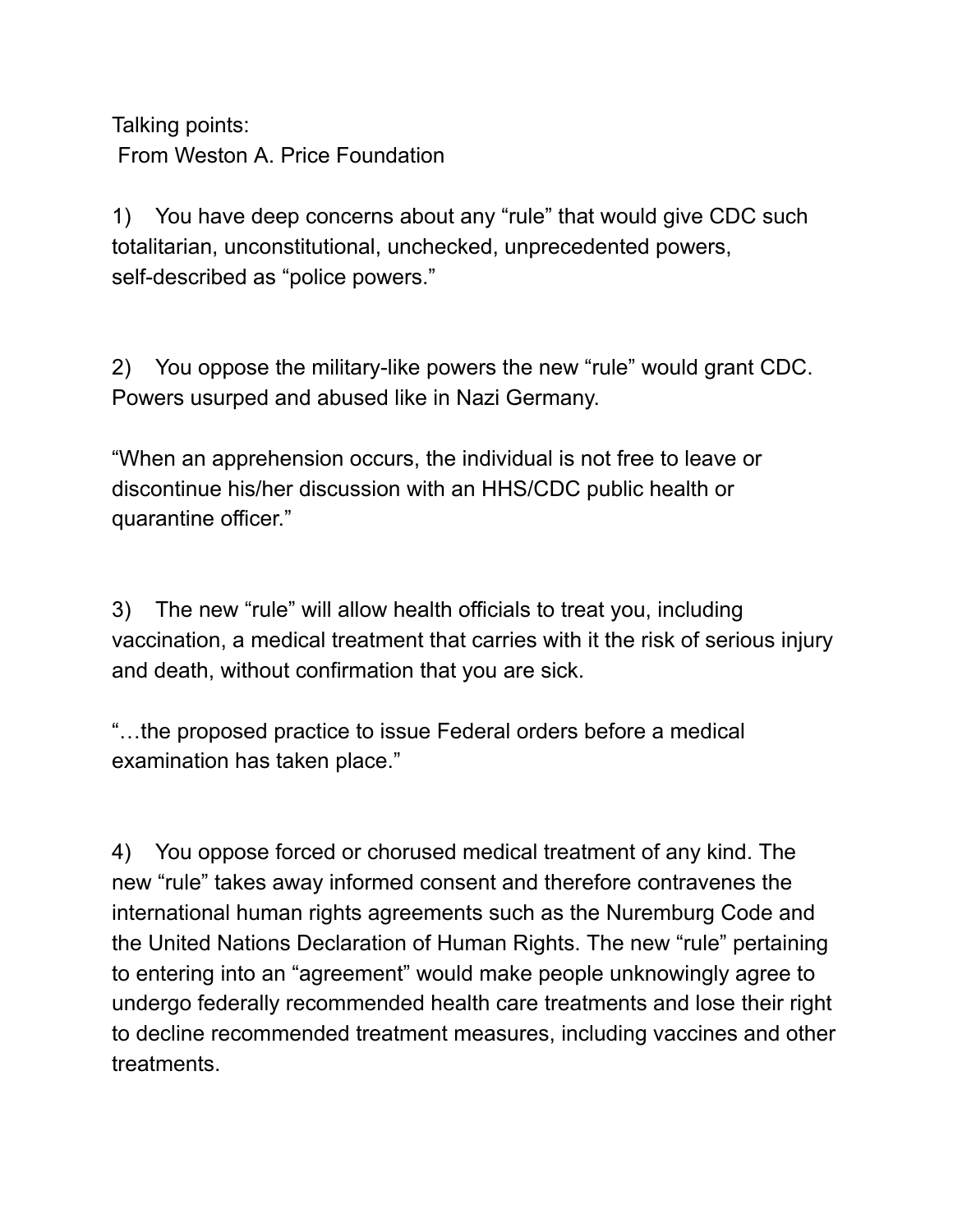Talking points:
From Weston A. Price Foundation

1) You have deep concerns about any “rule” that would give CDC such totalitarian, unconstitutional, unchecked, unprecedented powers, self-described as “police powers.”

2) You oppose the military-like powers the new “rule” would grant CDC. Powers usurped and abused like in Nazi Germany.

“When an apprehension occurs, the individual is not free to leave or discontinue his/her discussion with an HHS/CDC public health or quarantine officer.”

3) The new “rule” will allow health officials to treat you, including vaccination, a medical treatment that carries with it the risk of serious injury and death, without confirmation that you are sick.

“…the proposed practice to issue Federal orders before a medical examination has taken place.”

4) You oppose forced or chorused medical treatment of any kind. The new “rule” takes away informed consent and therefore contravenes the international human rights agreements such as the Nuremburg Code and the United Nations Declaration of Human Rights. The new “rule” pertaining to entering into an “agreement” would make people unknowingly agree to undergo federally recommended health care treatments and lose their right to decline recommended treatment measures, including vaccines and other treatments.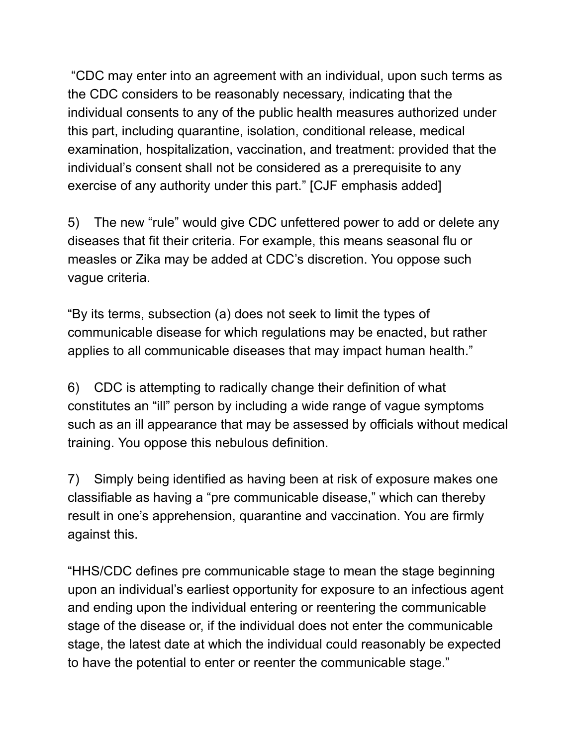"CDC may enter into an agreement with an individual, upon such terms as the CDC considers to be reasonably necessary, indicating that the individual consents to any of the public health measures authorized under this part, including quarantine, isolation, conditional release, medical examination, hospitalization, vaccination, and treatment: provided that the individual's consent shall not be considered as a prerequisite to any exercise of any authority under this part." [CJF emphasis added]

5) The new "rule" would give CDC unfettered power to add or delete any diseases that fit their criteria. For example, this means seasonal flu or measles or Zika may be added at CDC's discretion. You oppose such vague criteria.

"By its terms, subsection (a) does not seek to limit the types of communicable disease for which regulations may be enacted, but rather applies to all communicable diseases that may impact human health."

6) CDC is attempting to radically change their definition of what constitutes an "ill" person by including a wide range of vague symptoms such as an ill appearance that may be assessed by officials without medical training. You oppose this nebulous definition.

7) Simply being identified as having been at risk of exposure makes one classifiable as having a "pre communicable disease," which can thereby result in one's apprehension, quarantine and vaccination. You are firmly against this.

"HHS/CDC defines pre communicable stage to mean the stage beginning upon an individual's earliest opportunity for exposure to an infectious agent and ending upon the individual entering or reentering the communicable stage of the disease or, if the individual does not enter the communicable stage, the latest date at which the individual could reasonably be expected to have the potential to enter or reenter the communicable stage."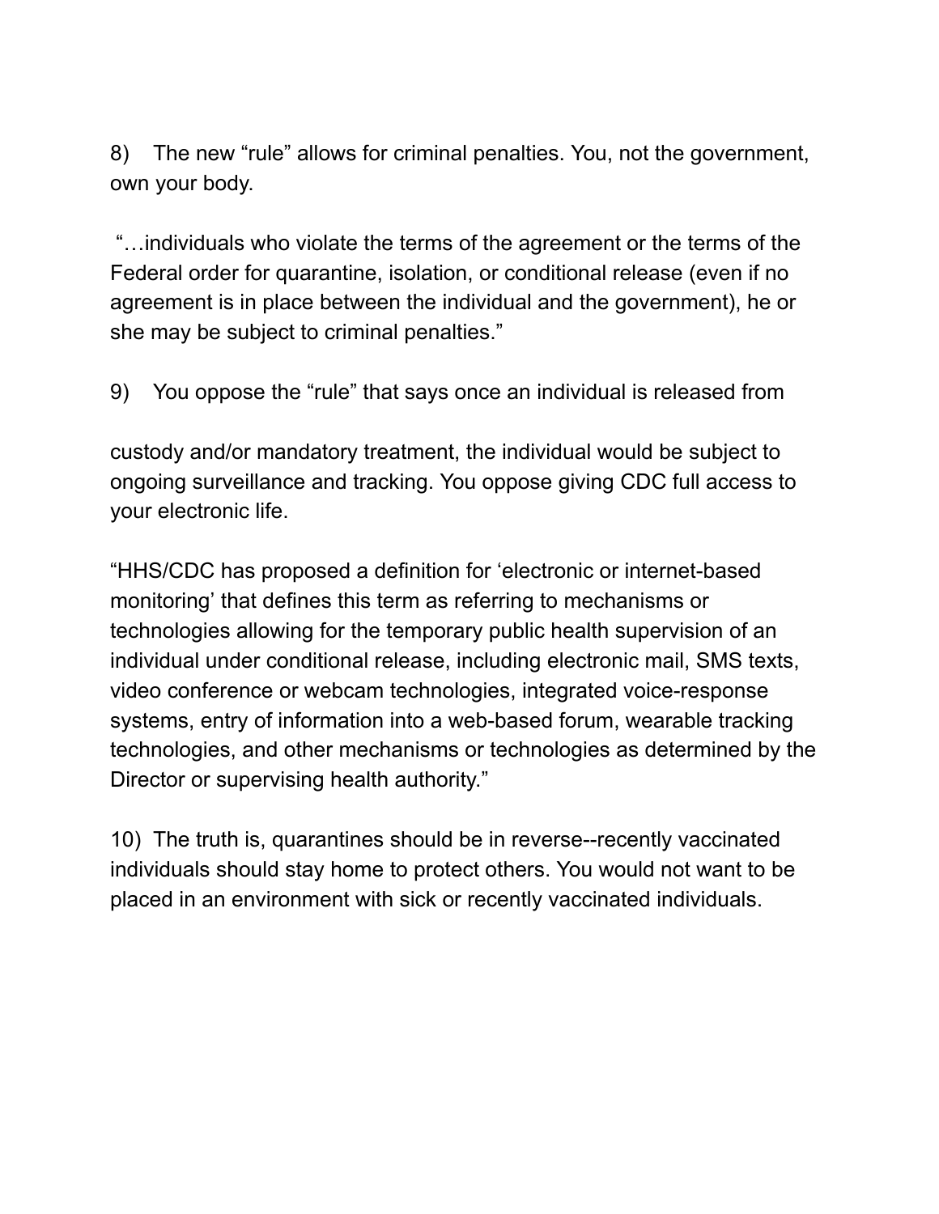8) The new "rule" allows for criminal penalties. You, not the government, own your body.

"…individuals who violate the terms of the agreement or the terms of the Federal order for quarantine, isolation, or conditional release (even if no agreement is in place between the individual and the government), he or she may be subject to criminal penalties."

9) You oppose the "rule" that says once an individual is released from custody and/or mandatory treatment, the individual would be subject to ongoing surveillance and tracking. You oppose giving CDC full access to your electronic life.

"HHS/CDC has proposed a definition for 'electronic or internet-based monitoring' that defines this term as referring to mechanisms or technologies allowing for the temporary public health supervision of an individual under conditional release, including electronic mail, SMS texts, video conference or webcam technologies, integrated voice-response systems, entry of information into a web-based forum, wearable tracking technologies, and other mechanisms or technologies as determined by the Director or supervising health authority."

10) The truth is, quarantines should be in reverse--recently vaccinated individuals should stay home to protect others. You would not want to be placed in an environment with sick or recently vaccinated individuals.